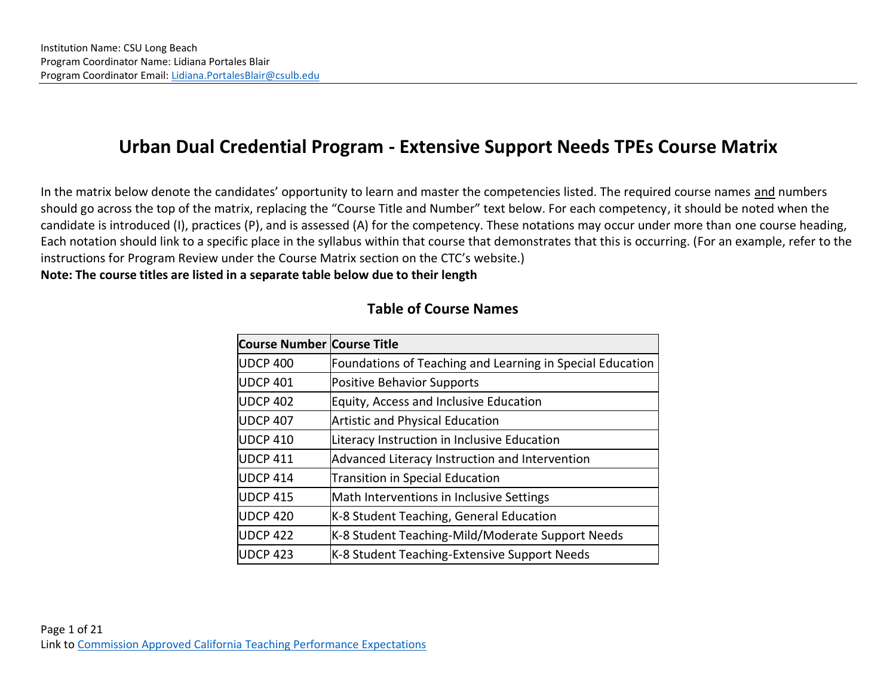Institution Name: CSU Long Beach
Program Coordinator Name: Lidiana Portales Blair
Program Coordinator Email: Lidiana.PortalesBlair@csulb.edu

# Urban Dual Credential Program - Extensive Support Needs TPEs Course Matrix

In the matrix below denote the candidates' opportunity to learn and master the competencies listed. The required course names and numbers should go across the top of the matrix, replacing the "Course Title and Number" text below. For each competency, it should be noted when the candidate is introduced (I), practices (P), and is assessed (A) for the competency. These notations may occur under more than one course heading, Each notation should link to a specific place in the syllabus within that course that demonstrates that this is occurring. (For an example, refer to the instructions for Program Review under the Course Matrix section on the CTC's website.)

**Note: The course titles are listed in a separate table below due to their length**

## Table of Course Names

| Course Number | Course Title |
|---|---|
| UDCP 400 | Foundations of Teaching and Learning in Special Education |
| UDCP 401 | Positive Behavior Supports |
| UDCP 402 | Equity, Access and Inclusive Education |
| UDCP 407 | Artistic and Physical Education |
| UDCP 410 | Literacy Instruction in Inclusive Education |
| UDCP 411 | Advanced Literacy Instruction and Intervention |
| UDCP 414 | Transition in Special Education |
| UDCP 415 | Math Interventions in Inclusive Settings |
| UDCP 420 | K-8 Student Teaching, General Education |
| UDCP 422 | K-8 Student Teaching-Mild/Moderate Support Needs |
| UDCP 423 | K-8 Student Teaching-Extensive Support Needs |

Link to Commission Approved California Teaching Performance Expectations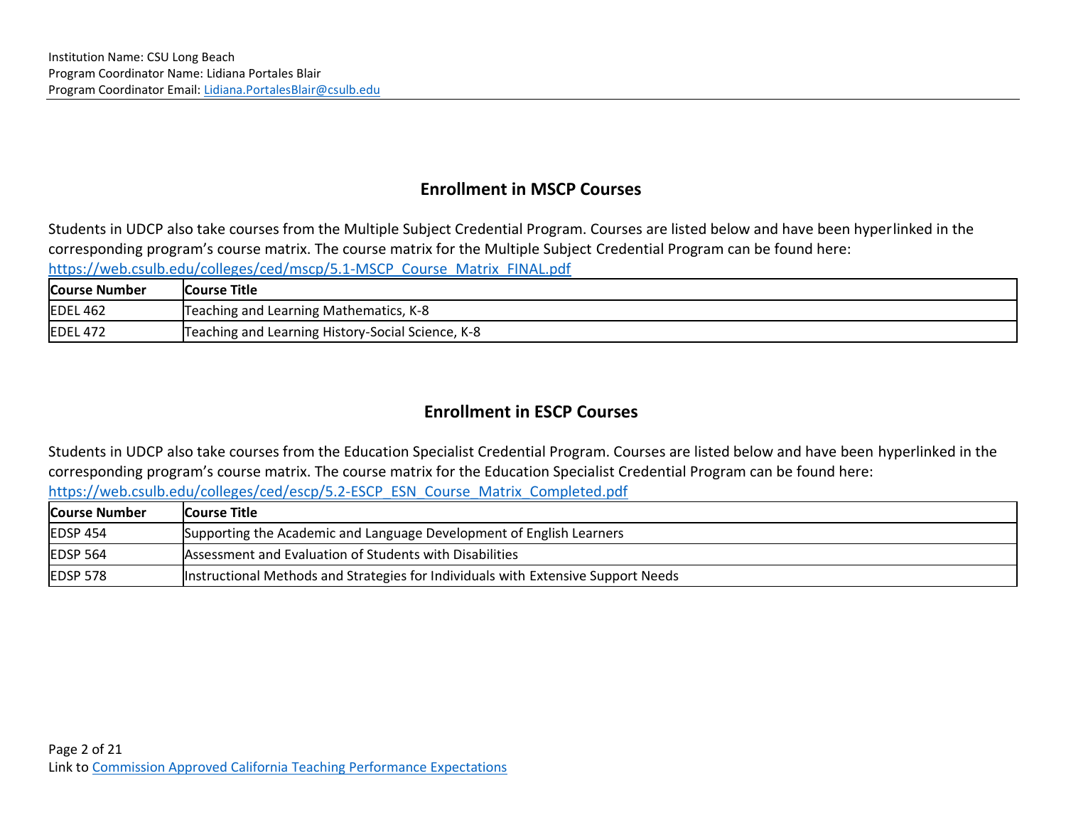Institution Name: CSU Long Beach
Program Coordinator Name: Lidiana Portales Blair
Program Coordinator Email: Lidiana.PortalesBlair@csulb.edu

## Enrollment in MSCP Courses

Students in UDCP also take courses from the Multiple Subject Credential Program. Courses are listed below and have been hyperlinked in the corresponding program's course matrix. The course matrix for the Multiple Subject Credential Program can be found here: https://web.csulb.edu/colleges/ced/mscp/5.1-MSCP_Course_Matrix_FINAL.pdf

| Course Number | Course Title |
|---|---|
| EDEL 462 | Teaching and Learning Mathematics, K-8 |
| EDEL 472 | Teaching and Learning History-Social Science, K-8 |

## Enrollment in ESCP Courses

Students in UDCP also take courses from the Education Specialist Credential Program. Courses are listed below and have been hyperlinked in the corresponding program's course matrix. The course matrix for the Education Specialist Credential Program can be found here: https://web.csulb.edu/colleges/ced/escp/5.2-ESCP_ESN_Course_Matrix_Completed.pdf

| Course Number | Course Title |
|---|---|
| EDSP 454 | Supporting the Academic and Language Development of English Learners |
| EDSP 564 | Assessment and Evaluation of Students with Disabilities |
| EDSP 578 | Instructional Methods and Strategies for Individuals with Extensive Support Needs |

Link to Commission Approved California Teaching Performance Expectations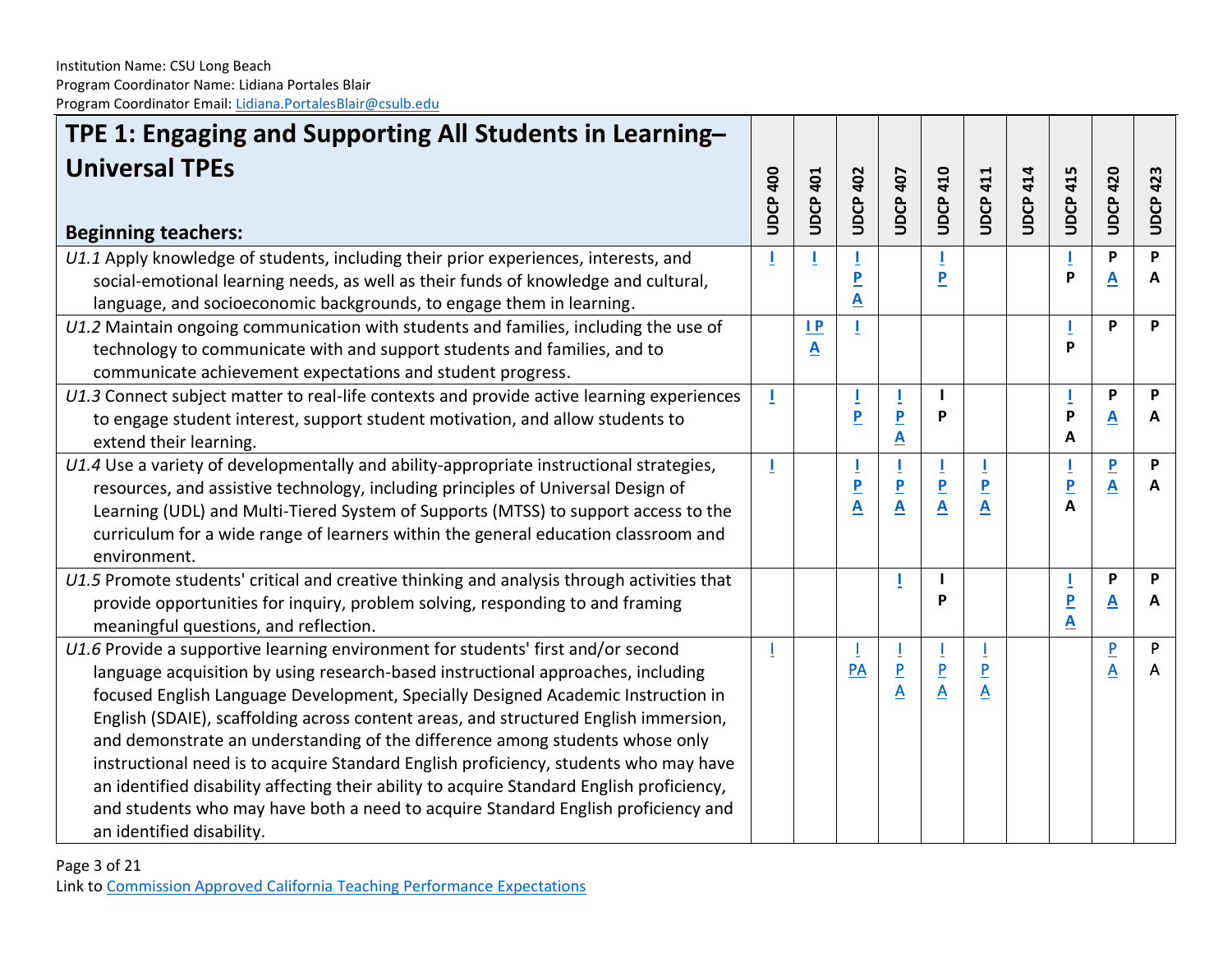Institution Name: CSU Long Beach
Program Coordinator Name: Lidiana Portales Blair
Program Coordinator Email: Lidiana.PortalesBlair@csulb.edu

| **TPE 1: Engaging and Supporting All Students in Learning–Universal TPEs** **Beginning teachers:** | UDCP 400 | UDCP 401 | UDCP 402 | UDCP 407 | UDCP 410 | UDCP 411 | UDCP 414 | UDCP 415 | UDCP 420 | UDCP 423 |
|---|---|---|---|---|---|---|---|---|---|---|
| *U1.1* Apply knowledge of students, including their prior experiences, interests, and social-emotional learning needs, as well as their funds of knowledge and cultural, language, and socioeconomic backgrounds, to engage them in learning. | I | I | I P A | | I P | | | I P | P A | P A |
| *U1.2* Maintain ongoing communication with students and families, including the use of technology to communicate with and support students and families, and to communicate achievement expectations and student progress. | | I P A | I | | | | | I P | P | P |
| *U1.3* Connect subject matter to real-life contexts and provide active learning experiences to engage student interest, support student motivation, and allow students to extend their learning. | I | | I P | I P A | I P | | | I P A | P A | P A |
| *U1.4* Use a variety of developmentally and ability-appropriate instructional strategies, resources, and assistive technology, including principles of Universal Design of Learning (UDL) and Multi-Tiered System of Supports (MTSS) to support access to the curriculum for a wide range of learners within the general education classroom and environment. | I | | I P A | I P A | I P A | I P A | | I P A | P A | P A |
| *U1.5* Promote students' critical and creative thinking and analysis through activities that provide opportunities for inquiry, problem solving, responding to and framing meaningful questions, and reflection. | | | | I | I P | | | I P A | P A | P A |
| *U1.6* Provide a supportive learning environment for students' first and/or second language acquisition by using research-based instructional approaches, including focused English Language Development, Specially Designed Academic Instruction in English (SDAIE), scaffolding across content areas, and structured English immersion, and demonstrate an understanding of the difference among students whose only instructional need is to acquire Standard English proficiency, students who may have an identified disability affecting their ability to acquire Standard English proficiency, and students who may have both a need to acquire Standard English proficiency and an identified disability. | I | | I PA | I P A | I P A | I P A | | | P A | P A |

Link to Commission Approved California Teaching Performance Expectations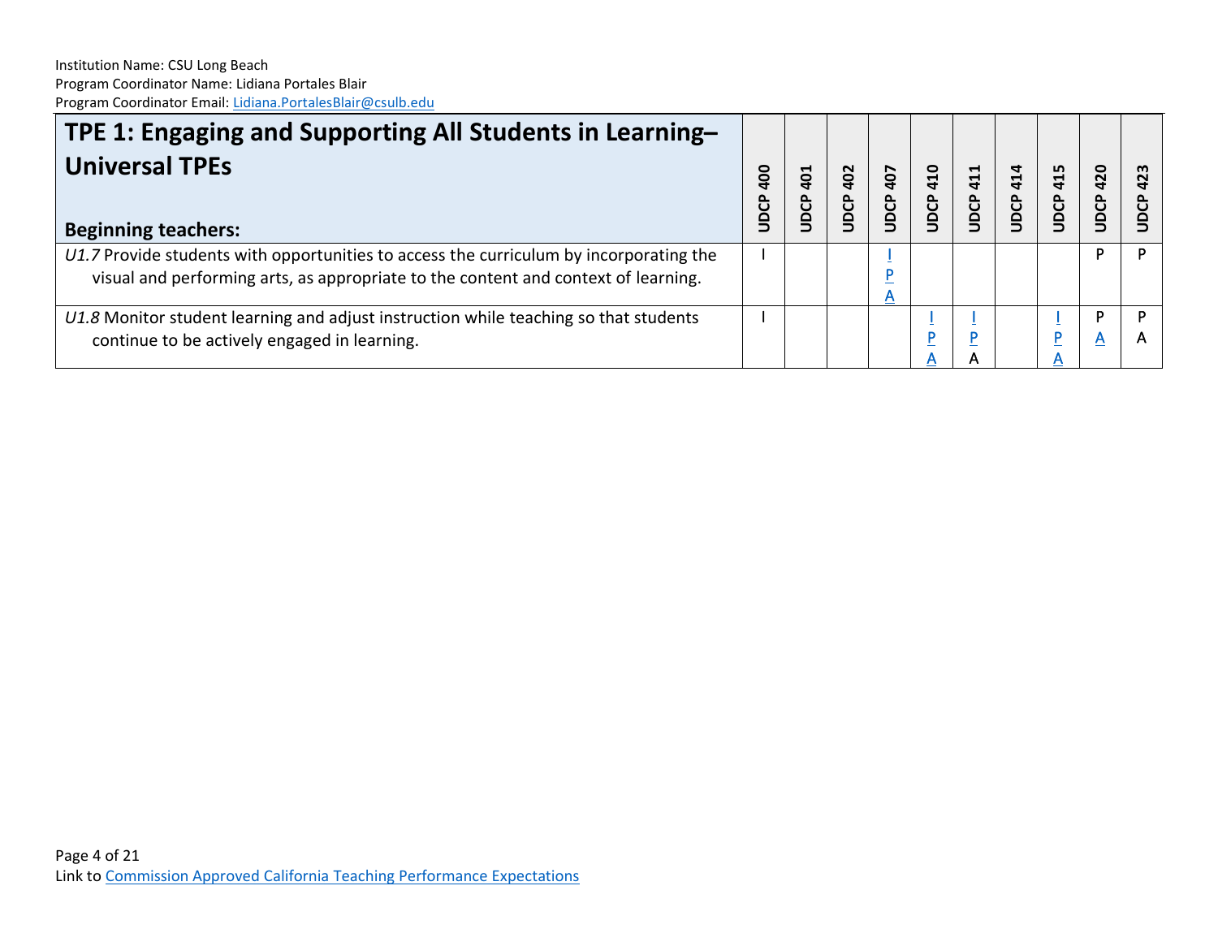Institution Name: CSU Long Beach
Program Coordinator Name: Lidiana Portales Blair
Program Coordinator Email: Lidiana.PortalesBlair@csulb.edu

| **TPE 1: Engaging and Supporting All Students in Learning– Universal TPEs** **Beginning teachers:** | UDCP 400 | UDCP 401 | UDCP 402 | UDCP 407 | UDCP 410 | UDCP 411 | UDCP 414 | UDCP 415 | UDCP 420 | UDCP 423 |
|---|---|---|---|---|---|---|---|---|---|---|
| *U1.7* Provide students with opportunities to access the curriculum by incorporating the visual and performing arts, as appropriate to the content and context of learning. | I | | | I P A | | | | | P | P |
| *U1.8* Monitor student learning and adjust instruction while teaching so that students continue to be actively engaged in learning. | I | | | | I P A | I P A | | I P A | P A | P A |

Link to Commission Approved California Teaching Performance Expectations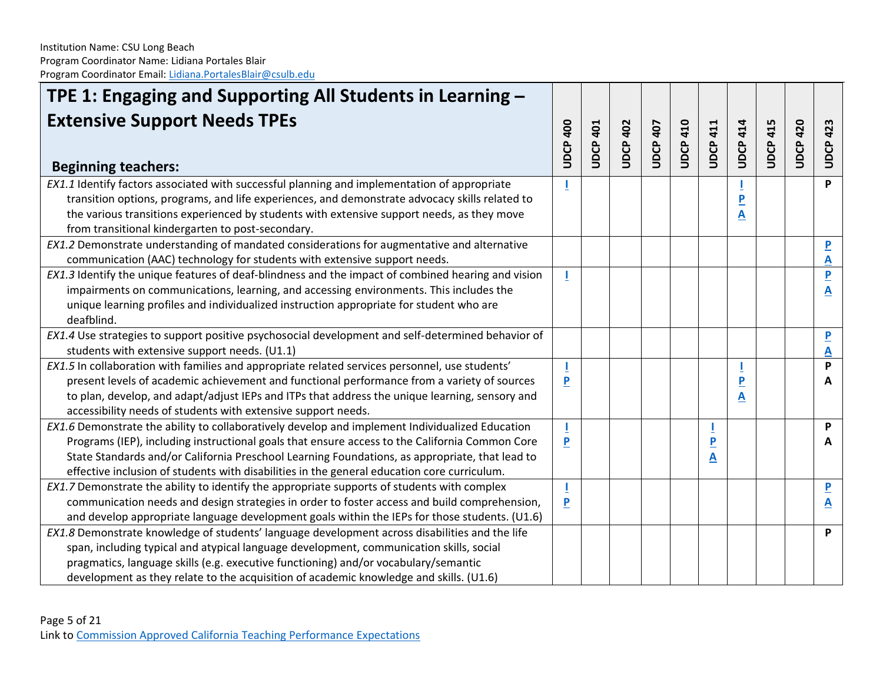Institution Name: CSU Long Beach
Program Coordinator Name: Lidiana Portales Blair
Program Coordinator Email: Lidiana.PortalesBlair@csulb.edu

| **TPE 1: Engaging and Supporting All Students in Learning – Extensive Support Needs TPEs**<br><br>**Beginning teachers:** | UDCP 400 | UDCP 401 | UDCP 402 | UDCP 407 | UDCP 410 | UDCP 411 | UDCP 414 | UDCP 415 | UDCP 420 | UDCP 423 |
|---|---|---|---|---|---|---|---|---|---|---|
| *EX1.1* Identify factors associated with successful planning and implementation of appropriate transition options, programs, and life experiences, and demonstrate advocacy skills related to the various transitions experienced by students with extensive support needs, as they move from transitional kindergarten to post-secondary. | I | | | | | | I<br>P<br>A | | | P |
| *EX1.2* Demonstrate understanding of mandated considerations for augmentative and alternative communication (AAC) technology for students with extensive support needs. | | | | | | | | | | P<br>A |
| *EX1.3* Identify the unique features of deaf-blindness and the impact of combined hearing and vision impairments on communications, learning, and accessing environments. This includes the unique learning profiles and individualized instruction appropriate for student who are deafblind. | I | | | | | | | | | P<br>A |
| *EX1.4* Use strategies to support positive psychosocial development and self-determined behavior of students with extensive support needs. (U1.1) | | | | | | | | | | P<br>A |
| *EX1.5* In collaboration with families and appropriate related services personnel, use students' present levels of academic achievement and functional performance from a variety of sources to plan, develop, and adapt/adjust IEPs and ITPs that address the unique learning, sensory and accessibility needs of students with extensive support needs. | I<br>P | | | | | | I<br>P<br>A | | | P<br>A |
| *EX1.6* Demonstrate the ability to collaboratively develop and implement Individualized Education Programs (IEP), including instructional goals that ensure access to the California Common Core State Standards and/or California Preschool Learning Foundations, as appropriate, that lead to effective inclusion of students with disabilities in the general education core curriculum. | I<br>P | | | | | I<br>P<br>A | | | | P<br>A |
| *EX1.7* Demonstrate the ability to identify the appropriate supports of students with complex communication needs and design strategies in order to foster access and build comprehension, and develop appropriate language development goals within the IEPs for those students. (U1.6) | I<br>P | | | | | | | | | P<br>A |
| *EX1.8* Demonstrate knowledge of students' language development across disabilities and the life span, including typical and atypical language development, communication skills, social pragmatics, language skills (e.g. executive functioning) and/or vocabulary/semantic development as they relate to the acquisition of academic knowledge and skills. (U1.6) | | | | | | | | | | P |

Link to Commission Approved California Teaching Performance Expectations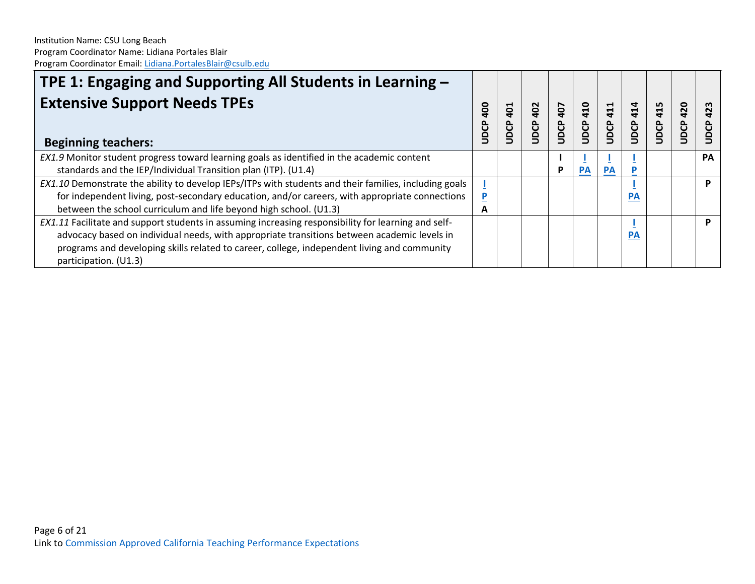Institution Name: CSU Long Beach
Program Coordinator Name: Lidiana Portales Blair
Program Coordinator Email: Lidiana.PortalesBlair@csulb.edu

| **TPE 1: Engaging and Supporting All Students in Learning – Extensive Support Needs TPEs**<br><br>**Beginning teachers:** | UDCP 400 | UDCP 401 | UDCP 402 | UDCP 407 | UDCP 410 | UDCP 411 | UDCP 414 | UDCP 415 | UDCP 420 | UDCP 423 |
|---|---|---|---|---|---|---|---|---|---|---|
| *EX1.9* Monitor student progress toward learning goals as identified in the academic content standards and the IEP/Individual Transition plan (ITP). (U1.4) | | | | I<br>P | I<br>PA | I<br>PA | I<br>P | | | PA |
| *EX1.10* Demonstrate the ability to develop IEPs/ITPs with students and their families, including goals for independent living, post-secondary education, and/or careers, with appropriate connections between the school curriculum and life beyond high school. (U1.3) | I<br>P<br>A | | | | | | I<br>PA | | | P |
| *EX1.11* Facilitate and support students in assuming increasing responsibility for learning and self-advocacy based on individual needs, with appropriate transitions between academic levels in programs and developing skills related to career, college, independent living and community participation. (U1.3) | | | | | | | I<br>PA | | | P |

Link to Commission Approved California Teaching Performance Expectations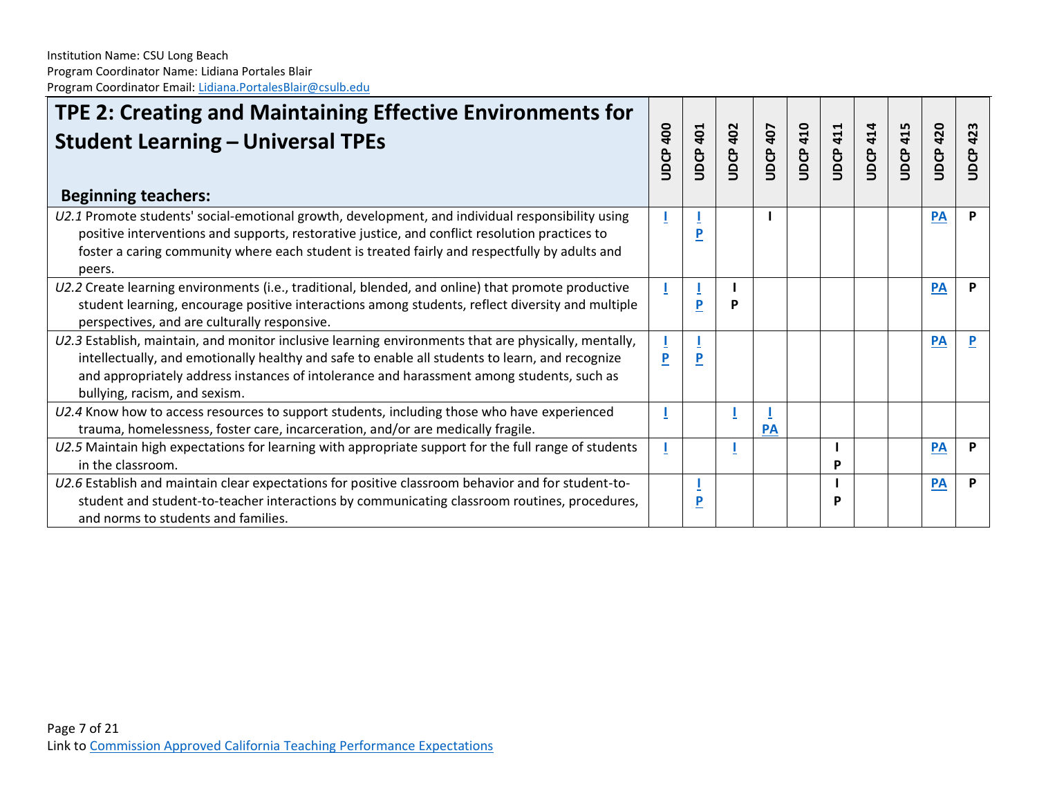Institution Name: CSU Long Beach
Program Coordinator Name: Lidiana Portales Blair
Program Coordinator Email: Lidiana.PortalesBlair@csulb.edu

| TPE 2: Creating and Maintaining Effective Environments for Student Learning – Universal TPEs<br><br>**Beginning teachers:** | UDCP 400 | UDCP 401 | UDCP 402 | UDCP 407 | UDCP 410 | UDCP 411 | UDCP 414 | UDCP 415 | UDCP 420 | UDCP 423 |
|---|---|---|---|---|---|---|---|---|---|---|
| *U2.1* Promote students' social-emotional growth, development, and individual responsibility using positive interventions and supports, restorative justice, and conflict resolution practices to foster a caring community where each student is treated fairly and respectfully by adults and peers. | I | I<br>P | | I | | | | | PA | P |
| *U2.2* Create learning environments (i.e., traditional, blended, and online) that promote productive student learning, encourage positive interactions among students, reflect diversity and multiple perspectives, and are culturally responsive. | I | I<br>P | I<br>P | | | | | | PA | P |
| *U2.3* Establish, maintain, and monitor inclusive learning environments that are physically, mentally, intellectually, and emotionally healthy and safe to enable all students to learn, and recognize and appropriately address instances of intolerance and harassment among students, such as bullying, racism, and sexism. | I<br>P | I<br>P | | | | | | | PA | P |
| *U2.4* Know how to access resources to support students, including those who have experienced trauma, homelessness, foster care, incarceration, and/or are medically fragile. | I | | I | I<br>PA | | | | | | |
| *U2.5* Maintain high expectations for learning with appropriate support for the full range of students in the classroom. | I | | I | | | I<br>P | | | PA | P |
| *U2.6* Establish and maintain clear expectations for positive classroom behavior and for student-to-student and student-to-teacher interactions by communicating classroom routines, procedures, and norms to students and families. | | I<br>P | | | | I<br>P | | | PA | P |

Link to Commission Approved California Teaching Performance Expectations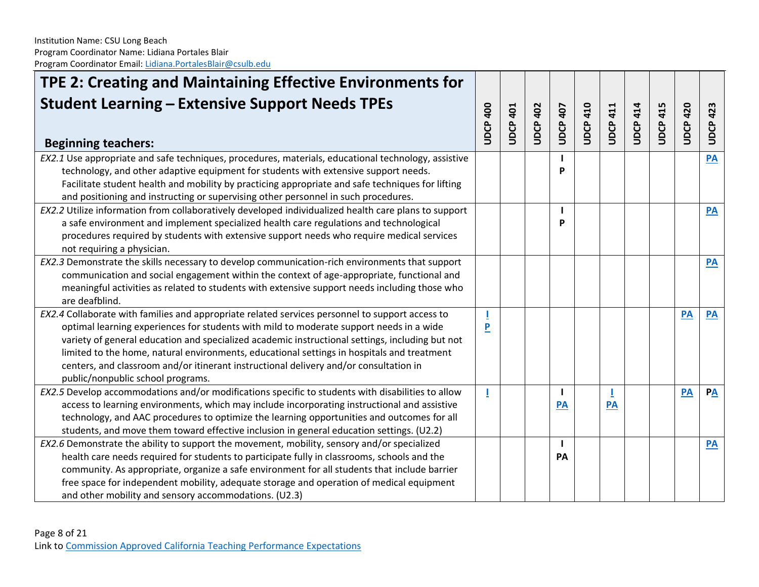Institution Name: CSU Long Beach
Program Coordinator Name: Lidiana Portales Blair
Program Coordinator Email: Lidiana.PortalesBlair@csulb.edu

| **TPE 2: Creating and Maintaining Effective Environments for Student Learning – Extensive Support Needs TPEs**<br><br>**Beginning teachers:** | UDCP 400 | UDCP 401 | UDCP 402 | UDCP 407 | UDCP 410 | UDCP 411 | UDCP 414 | UDCP 415 | UDCP 420 | UDCP 423 |
|---|---|---|---|---|---|---|---|---|---|---|
| *EX2.1* Use appropriate and safe techniques, procedures, materials, educational technology, assistive technology, and other adaptive equipment for students with extensive support needs. Facilitate student health and mobility by practicing appropriate and safe techniques for lifting and positioning and instructing or supervising other personnel in such procedures. | | | | I<br>P | | | | | | PA |
| *EX2.2* Utilize information from collaboratively developed individualized health care plans to support a safe environment and implement specialized health care regulations and technological procedures required by students with extensive support needs who require medical services not requiring a physician. | | | | I<br>P | | | | | | PA |
| *EX2.3* Demonstrate the skills necessary to develop communication-rich environments that support communication and social engagement within the context of age-appropriate, functional and meaningful activities as related to students with extensive support needs including those who are deafblind. | | | | | | | | | | PA |
| *EX2.4* Collaborate with families and appropriate related services personnel to support access to optimal learning experiences for students with mild to moderate support needs in a wide variety of general education and specialized academic instructional settings, including but not limited to the home, natural environments, educational settings in hospitals and treatment centers, and classroom and/or itinerant instructional delivery and/or consultation in public/nonpublic school programs. | I<br>P | | | | | | | | PA | PA |
| *EX2.5* Develop accommodations and/or modifications specific to students with disabilities to allow access to learning environments, which may include incorporating instructional and assistive technology, and AAC procedures to optimize the learning opportunities and outcomes for all students, and move them toward effective inclusion in general education settings. (U2.2) | I | | | I<br>PA | | I<br>PA | | | PA | PA |
| *EX2.6* Demonstrate the ability to support the movement, mobility, sensory and/or specialized health care needs required for students to participate fully in classrooms, schools and the community. As appropriate, organize a safe environment for all students that include barrier free space for independent mobility, adequate storage and operation of medical equipment and other mobility and sensory accommodations. (U2.3) | | | | I<br>PA | | | | | | PA |

Link to Commission Approved California Teaching Performance Expectations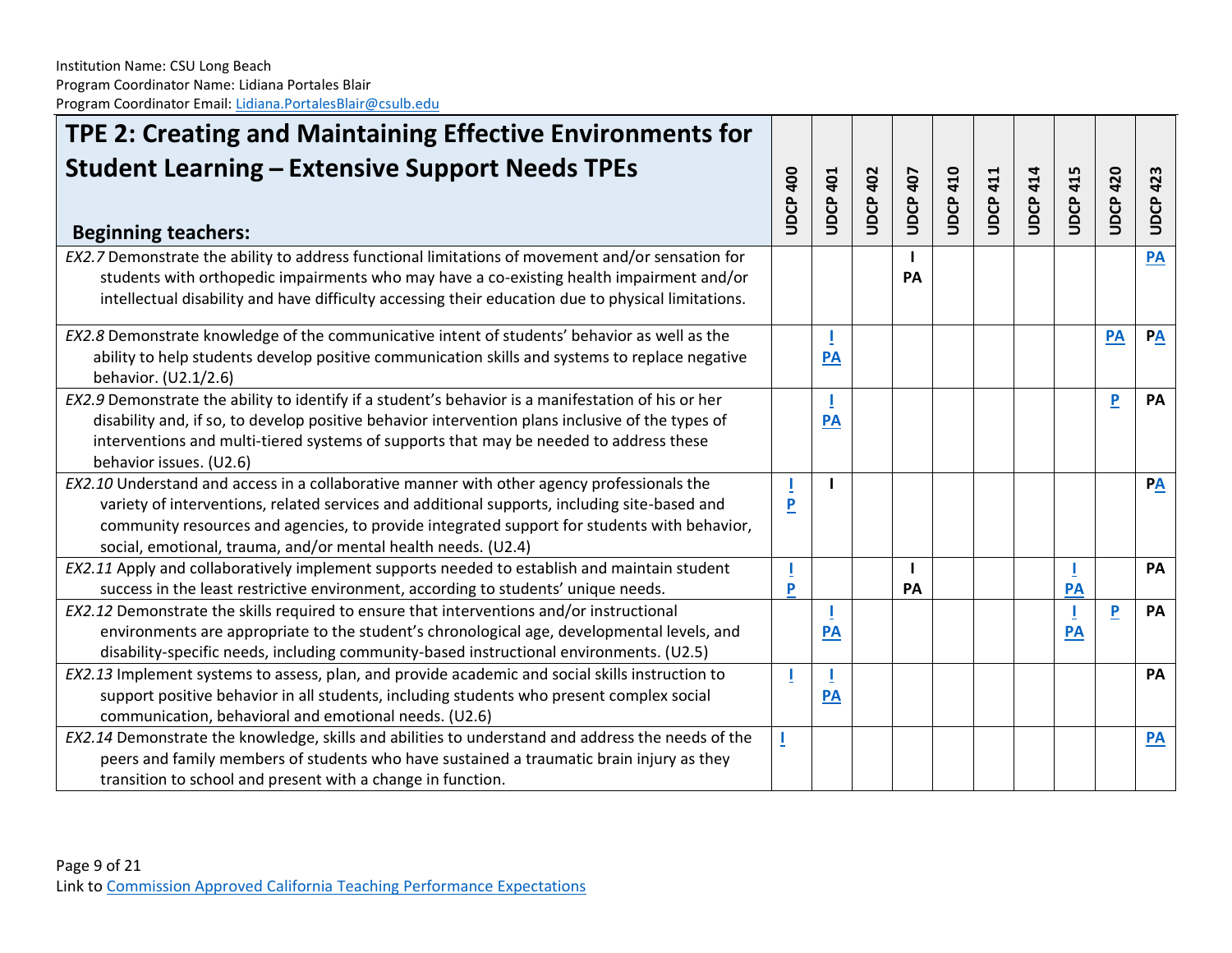Institution Name: CSU Long Beach
Program Coordinator Name: Lidiana Portales Blair
Program Coordinator Email: Lidiana.PortalesBlair@csulb.edu

| **TPE 2: Creating and Maintaining Effective Environments for Student Learning – Extensive Support Needs TPEs**<br>**Beginning teachers:** | UDCP 400 | UDCP 401 | UDCP 402 | UDCP 407 | UDCP 410 | UDCP 411 | UDCP 414 | UDCP 415 | UDCP 420 | UDCP 423 |
|---|---|---|---|---|---|---|---|---|---|---|
| *EX2.7* Demonstrate the ability to address functional limitations of movement and/or sensation for students with orthopedic impairments who may have a co-existing health impairment and/or intellectual disability and have difficulty accessing their education due to physical limitations. | | | | I<br>PA | | | | | | PA |
| *EX2.8* Demonstrate knowledge of the communicative intent of students' behavior as well as the ability to help students develop positive communication skills and systems to replace negative behavior. (U2.1/2.6) | | I<br>PA | | | | | | | PA | PA |
| *EX2.9* Demonstrate the ability to identify if a student's behavior is a manifestation of his or her disability and, if so, to develop positive behavior intervention plans inclusive of the types of interventions and multi-tiered systems of supports that may be needed to address these behavior issues. (U2.6) | | I<br>PA | | | | | | | P | PA |
| *EX2.10* Understand and access in a collaborative manner with other agency professionals the variety of interventions, related services and additional supports, including site-based and community resources and agencies, to provide integrated support for students with behavior, social, emotional, trauma, and/or mental health needs. (U2.4) | I<br>P | I | | | | | | | | PA |
| *EX2.11* Apply and collaboratively implement supports needed to establish and maintain student success in the least restrictive environment, according to students' unique needs. | I<br>P | | | I<br>PA | | | | I<br>PA | | PA |
| *EX2.12* Demonstrate the skills required to ensure that interventions and/or instructional environments are appropriate to the student's chronological age, developmental levels, and disability-specific needs, including community-based instructional environments. (U2.5) | | I<br>PA | | | | | | I<br>PA | P | PA |
| *EX2.13* Implement systems to assess, plan, and provide academic and social skills instruction to support positive behavior in all students, including students who present complex social communication, behavioral and emotional needs. (U2.6) | I | I<br>PA | | | | | | | | PA |
| *EX2.14* Demonstrate the knowledge, skills and abilities to understand and address the needs of the peers and family members of students who have sustained a traumatic brain injury as they transition to school and present with a change in function. | I | | | | | | | | | PA |

Link to Commission Approved California Teaching Performance Expectations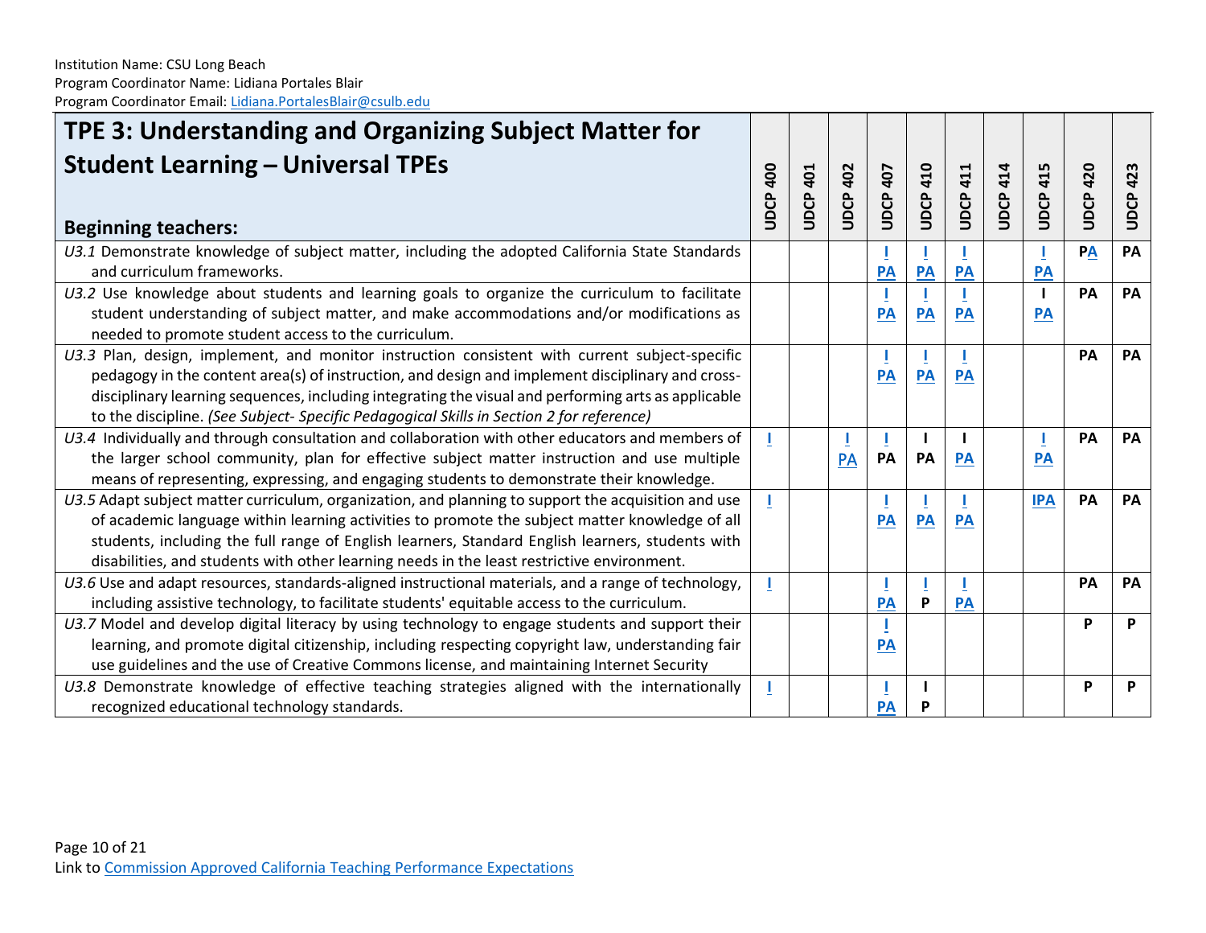Institution Name: CSU Long Beach
Program Coordinator Name: Lidiana Portales Blair
Program Coordinator Email: Lidiana.PortalesBlair@csulb.edu

| **TPE 3: Understanding and Organizing Subject Matter for Student Learning – Universal TPEs**<br><br>**Beginning teachers:** | UDCP 400 | UDCP 401 | UDCP 402 | UDCP 407 | UDCP 410 | UDCP 411 | UDCP 414 | UDCP 415 | UDCP 420 | UDCP 423 |
|---|---|---|---|---|---|---|---|---|---|---|
| *U3.1* Demonstrate knowledge of subject matter, including the adopted California State Standards and curriculum frameworks. | | | | I PA | I PA | I PA | | I PA | PA | PA |
| *U3.2* Use knowledge about students and learning goals to organize the curriculum to facilitate student understanding of subject matter, and make accommodations and/or modifications as needed to promote student access to the curriculum. | | | | I PA | I PA | I PA | | I PA | PA | PA |
| *U3.3* Plan, design, implement, and monitor instruction consistent with current subject-specific pedagogy in the content area(s) of instruction, and design and implement disciplinary and cross-disciplinary learning sequences, including integrating the visual and performing arts as applicable to the discipline. *(See Subject- Specific Pedagogical Skills in Section 2 for reference)* | | | | I PA | I PA | I PA | | | PA | PA |
| *U3.4* Individually and through consultation and collaboration with other educators and members of the larger school community, plan for effective subject matter instruction and use multiple means of representing, expressing, and engaging students to demonstrate their knowledge. | I | | I PA | I PA | I PA | I PA | | I PA | PA | PA |
| *U3.5* Adapt subject matter curriculum, organization, and planning to support the acquisition and use of academic language within learning activities to promote the subject matter knowledge of all students, including the full range of English learners, Standard English learners, students with disabilities, and students with other learning needs in the least restrictive environment. | I | | | I PA | I PA | I PA | | IPA | PA | PA |
| *U3.6* Use and adapt resources, standards-aligned instructional materials, and a range of technology, including assistive technology, to facilitate students' equitable access to the curriculum. | I | | | I PA | I P | I PA | | | PA | PA |
| *U3.7* Model and develop digital literacy by using technology to engage students and support their learning, and promote digital citizenship, including respecting copyright law, understanding fair use guidelines and the use of Creative Commons license, and maintaining Internet Security | | | | I PA | | | | | P | P |
| *U3.8* Demonstrate knowledge of effective teaching strategies aligned with the internationally recognized educational technology standards. | I | | | I PA | I P | | | | P | P |

Link to Commission Approved California Teaching Performance Expectations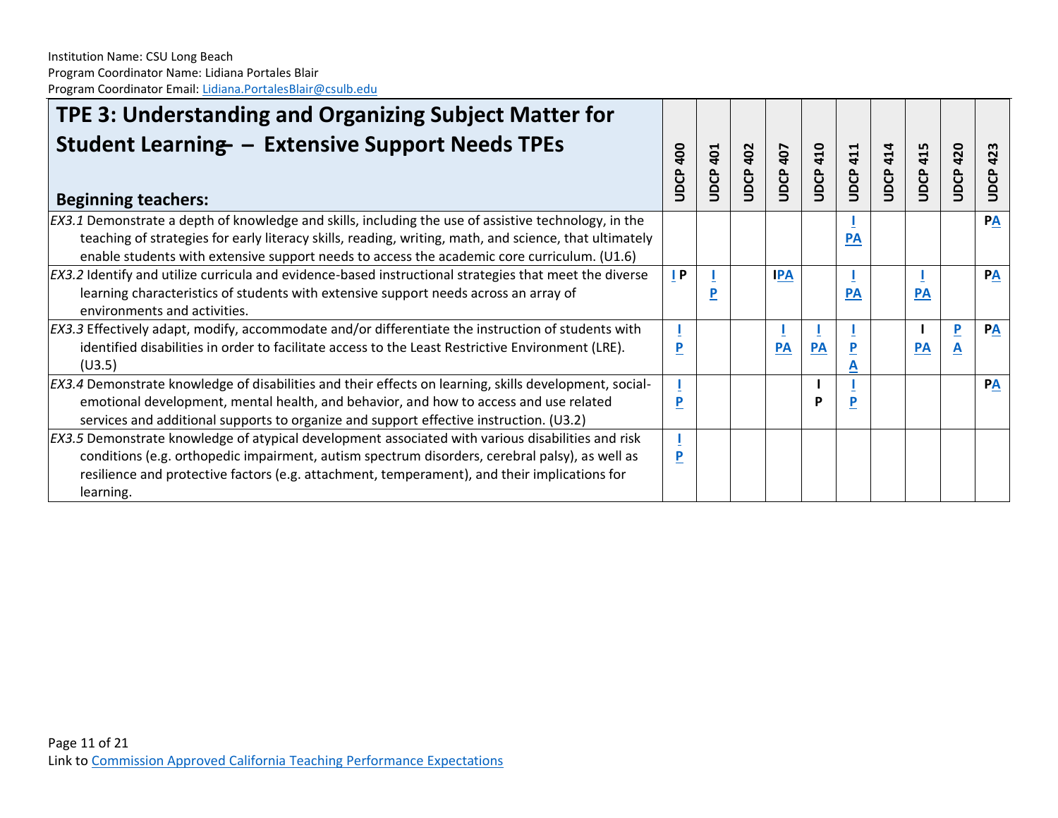Institution Name: CSU Long Beach
Program Coordinator Name: Lidiana Portales Blair
Program Coordinator Email: Lidiana.PortalesBlair@csulb.edu

| **TPE 3: Understanding and Organizing Subject Matter for Student Learning – Extensive Support Needs TPEs**<br><br>**Beginning teachers:** | **UDCP 400** | **UDCP 401** | **UDCP 402** | **UDCP 407** | **UDCP 410** | **UDCP 411** | **UDCP 414** | **UDCP 415** | **UDCP 420** | **UDCP 423** |
|---|---|---|---|---|---|---|---|---|---|---|
| *EX3.1* Demonstrate a depth of knowledge and skills, including the use of assistive technology, in the teaching of strategies for early literacy skills, reading, writing, math, and science, that ultimately enable students with extensive support needs to access the academic core curriculum. (U1.6) | | | | | | I PA | | | | PA |
| *EX3.2* Identify and utilize curricula and evidence-based instructional strategies that meet the diverse learning characteristics of students with extensive support needs across an array of environments and activities. | I P | I P | | IPA | | I PA | | I PA | | PA |
| *EX3.3* Effectively adapt, modify, accommodate and/or differentiate the instruction of students with identified disabilities in order to facilitate access to the Least Restrictive Environment (LRE). (U3.5) | I P | | | I PA | I PA | I P A | | I PA | P A | PA |
| *EX3.4* Demonstrate knowledge of disabilities and their effects on learning, skills development, social-emotional development, mental health, and behavior, and how to access and use related services and additional supports to organize and support effective instruction. (U3.2) | I P | | | | I P | I P | | | | PA |
| *EX3.5* Demonstrate knowledge of atypical development associated with various disabilities and risk conditions (e.g. orthopedic impairment, autism spectrum disorders, cerebral palsy), as well as resilience and protective factors (e.g. attachment, temperament), and their implications for learning. | I P | | | | | | | | | |

Link to Commission Approved California Teaching Performance Expectations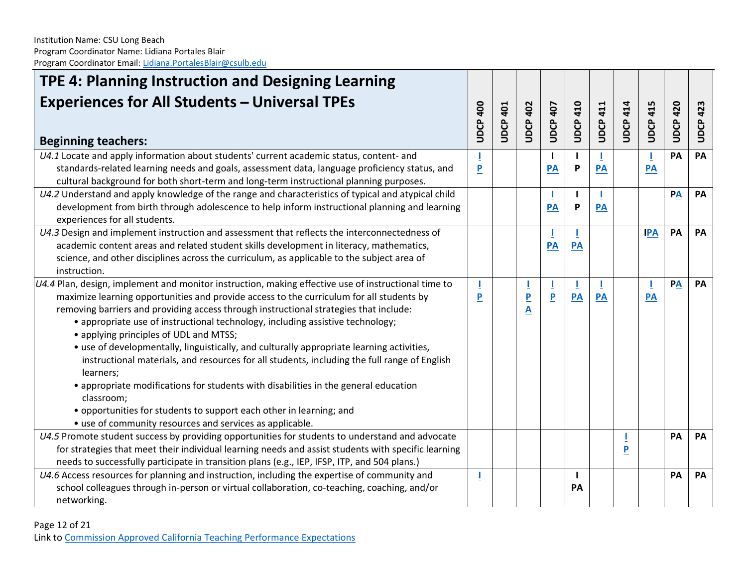Institution Name: CSU Long Beach
Program Coordinator Name: Lidiana Portales Blair
Program Coordinator Email: Lidiana.PortalesBlair@csulb.edu

| TPE 4: Planning Instruction and Designing Learning Experiences for All Students – Universal TPEs<br><br>**Beginning teachers:** | UDCP 400 | UDCP 401 | UDCP 402 | UDCP 407 | UDCP 410 | UDCP 411 | UDCP 414 | UDCP 415 | UDCP 420 | UDCP 423 |
|---|---|---|---|---|---|---|---|---|---|---|
| *U4.1* Locate and apply information about students' current academic status, content- and standards-related learning needs and goals, assessment data, language proficiency status, and cultural background for both short-term and long-term instructional planning purposes. | I P | | | I PA | I P | I PA | | I PA | PA | PA |
| *U4.2* Understand and apply knowledge of the range and characteristics of typical and atypical child development from birth through adolescence to help inform instructional planning and learning experiences for all students. | | | | I PA | I P | I PA | | | PA | PA |
| *U4.3* Design and implement instruction and assessment that reflects the interconnectedness of academic content areas and related student skills development in literacy, mathematics, science, and other disciplines across the curriculum, as applicable to the subject area of instruction. | | | | I PA | I PA | | | IPA | PA | PA |
| *U4.4* Plan, design, implement and monitor instruction, making effective use of instructional time to maximize learning opportunities and provide access to the curriculum for all students by removing barriers and providing access through instructional strategies that include:<br>• appropriate use of instructional technology, including assistive technology;<br>• applying principles of UDL and MTSS;<br>• use of developmentally, linguistically, and culturally appropriate learning activities, instructional materials, and resources for all students, including the full range of English learners;<br>• appropriate modifications for students with disabilities in the general education classroom;<br>• opportunities for students to support each other in learning; and<br>• use of community resources and services as applicable. | I P | | I P A | I P | I PA | I PA | | I PA | PA | PA |
| *U4.5* Promote student success by providing opportunities for students to understand and advocate for strategies that meet their individual learning needs and assist students with specific learning needs to successfully participate in transition plans (e.g., IEP, IFSP, ITP, and 504 plans.) | | | | | | | I P | | PA | PA |
| *U4.6* Access resources for planning and instruction, including the expertise of community and school colleagues through in-person or virtual collaboration, co-teaching, coaching, and/or networking. | I | | | | I PA | | | | PA | PA |

Link to Commission Approved California Teaching Performance Expectations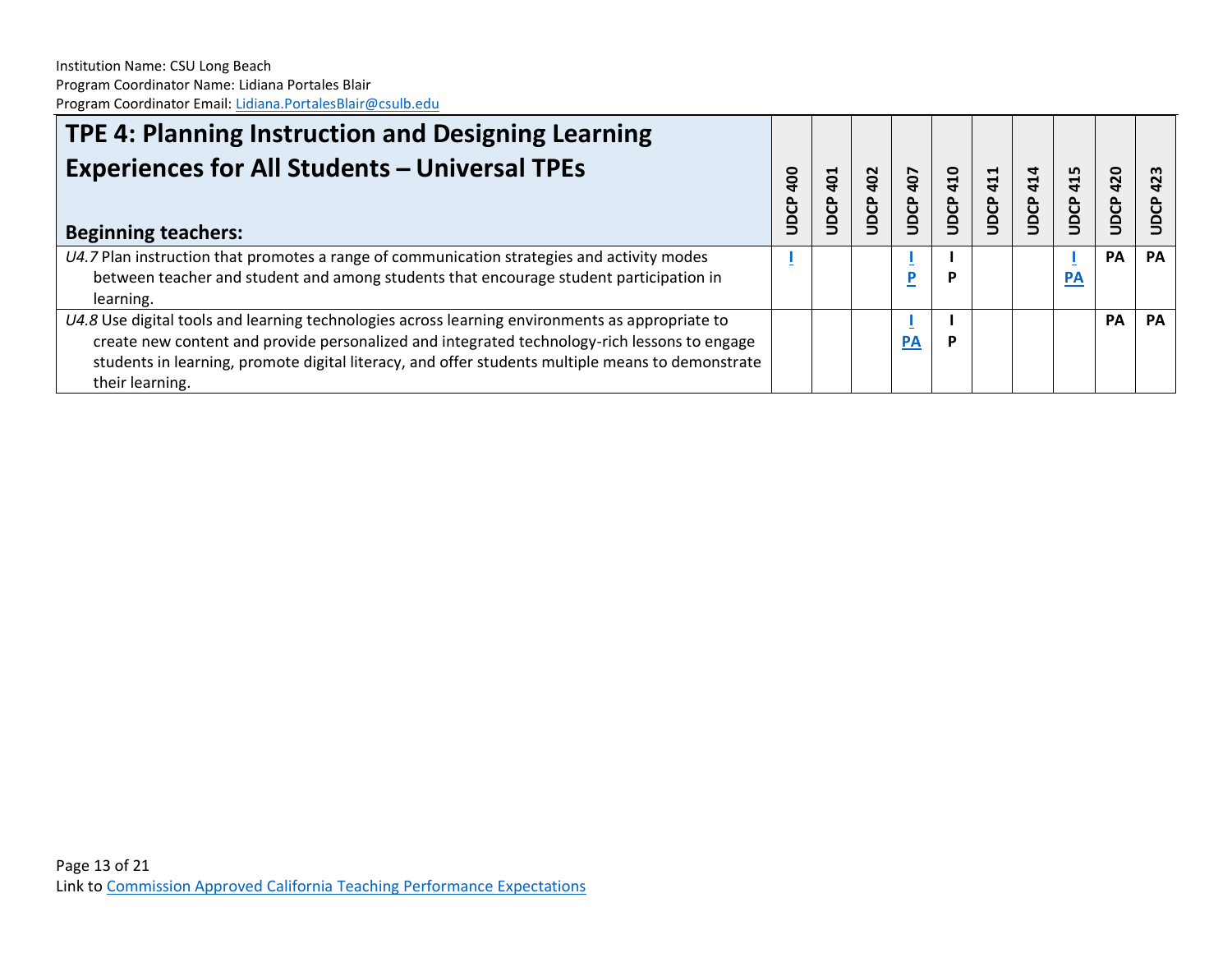Institution Name: CSU Long Beach
Program Coordinator Name: Lidiana Portales Blair
Program Coordinator Email: [Lidiana.PortalesBlair@csulb.edu](mailto:Lidiana.PortalesBlair@csulb.edu)

| **TPE 4: Planning Instruction and Designing Learning Experiences for All Students – Universal TPEs**<br><br>**Beginning teachers:** | **UDCP 400** | **UDCP 401** | **UDCP 402** | **UDCP 407** | **UDCP 410** | **UDCP 411** | **UDCP 414** | **UDCP 415** | **UDCP 420** | **UDCP 423** |
|---|---|---|---|---|---|---|---|---|---|---|
| *U4.7* Plan instruction that promotes a range of communication strategies and activity modes between teacher and student and among students that encourage student participation in learning. | **I** | | | **I**<br>**P** | **I**<br>**P** | | | **I**<br>**PA** | **PA** | **PA** |
| *U4.8* Use digital tools and learning technologies across learning environments as appropriate to create new content and provide personalized and integrated technology-rich lessons to engage students in learning, promote digital literacy, and offer students multiple means to demonstrate their learning. | | | | **I**<br>**PA** | **I**<br>**P** | | | | **PA** | **PA** |

Link to [Commission Approved California Teaching Performance Expectations]()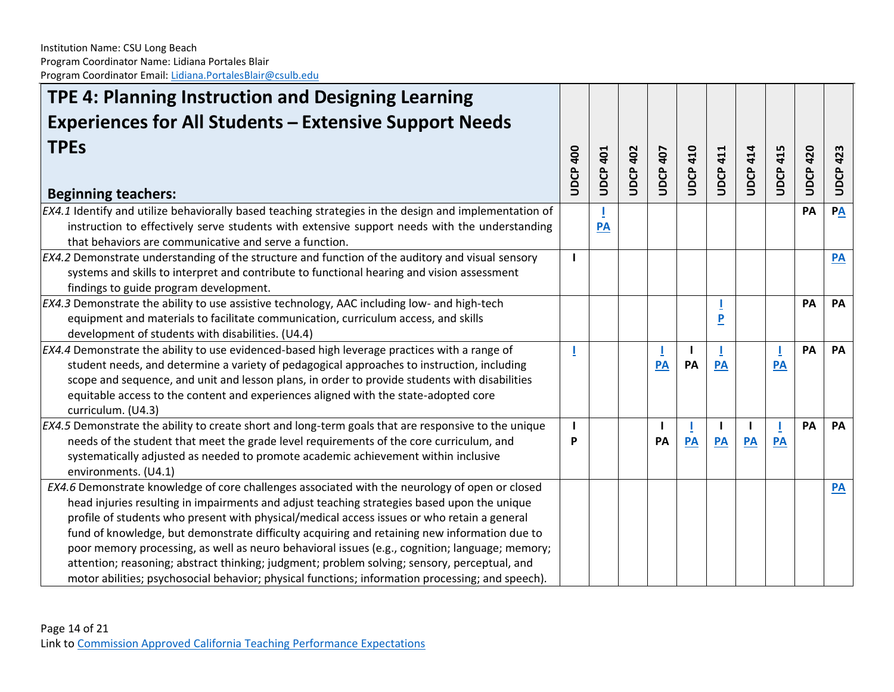Institution Name: CSU Long Beach
Program Coordinator Name: Lidiana Portales Blair
Program Coordinator Email: Lidiana.PortalesBlair@csulb.edu

| **TPE 4: Planning Instruction and Designing Learning Experiences for All Students – Extensive Support Needs TPEs**<br><br>**Beginning teachers:** | **UDCP 400** | **UDCP 401** | **UDCP 402** | **UDCP 407** | **UDCP 410** | **UDCP 411** | **UDCP 414** | **UDCP 415** | **UDCP 420** | **UDCP 423** |
|---|---|---|---|---|---|---|---|---|---|---|
| *EX4.1* Identify and utilize behaviorally based teaching strategies in the design and implementation of instruction to effectively serve students with extensive support needs with the understanding that behaviors are communicative and serve a function. | | **I PA** | | | | | | | **PA** | **PA** |
| *EX4.2* Demonstrate understanding of the structure and function of the auditory and visual sensory systems and skills to interpret and contribute to functional hearing and vision assessment findings to guide program development. | **I** | | | | | | | | | **PA** |
| *EX4.3* Demonstrate the ability to use assistive technology, AAC including low- and high-tech equipment and materials to facilitate communication, curriculum access, and skills development of students with disabilities. (U4.4) | | | | | | **I P** | | | **PA** | **PA** |
| *EX4.4* Demonstrate the ability to use evidenced-based high leverage practices with a range of student needs, and determine a variety of pedagogical approaches to instruction, including scope and sequence, and unit and lesson plans, in order to provide students with disabilities equitable access to the content and experiences aligned with the state-adopted core curriculum. (U4.3) | **I** | | | **I PA** | **I PA** | **I PA** | | **I PA** | **PA** | **PA** |
| *EX4.5* Demonstrate the ability to create short and long-term goals that are responsive to the unique needs of the student that meet the grade level requirements of the core curriculum, and systematically adjusted as needed to promote academic achievement within inclusive environments. (U4.1) | **I P** | | | **I PA** | **I PA** | **I PA** | **I PA** | **I PA** | **PA** | **PA** |
| *EX4.6* Demonstrate knowledge of core challenges associated with the neurology of open or closed head injuries resulting in impairments and adjust teaching strategies based upon the unique profile of students who present with physical/medical access issues or who retain a general fund of knowledge, but demonstrate difficulty acquiring and retaining new information due to poor memory processing, as well as neuro behavioral issues (e.g., cognition; language; memory; attention; reasoning; abstract thinking; judgment; problem solving; sensory, perceptual, and motor abilities; psychosocial behavior; physical functions; information processing; and speech). | | | | | | | | | | **PA** |

Link to Commission Approved California Teaching Performance Expectations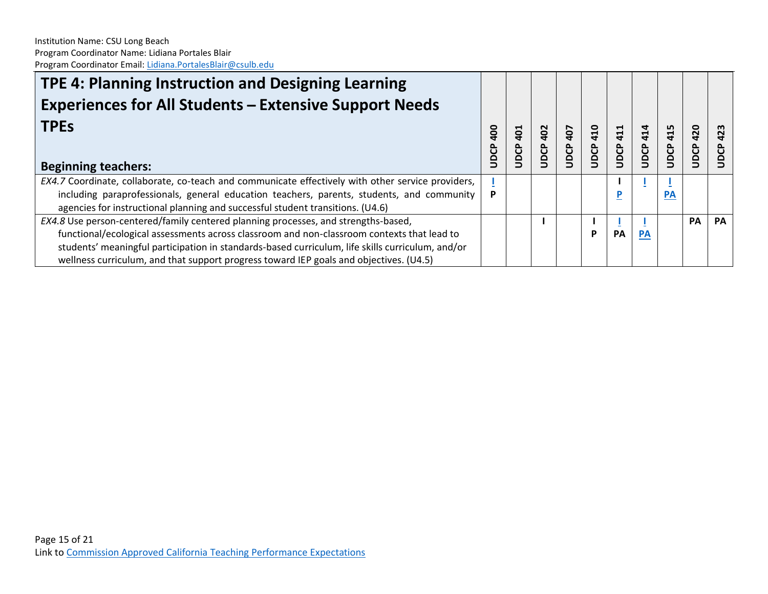Institution Name: CSU Long Beach
Program Coordinator Name: Lidiana Portales Blair
Program Coordinator Email: Lidiana.PortalesBlair@csulb.edu

| TPE 4: Planning Instruction and Designing Learning Experiences for All Students – Extensive Support Needs TPEs<br><br>Beginning teachers: | UDCP 400 | UDCP 401 | UDCP 402 | UDCP 407 | UDCP 410 | UDCP 411 | UDCP 414 | UDCP 415 | UDCP 420 | UDCP 423 |
|---|---|---|---|---|---|---|---|---|---|---|
| *EX4.7* Coordinate, collaborate, co-teach and communicate effectively with other service providers, including paraprofessionals, general education teachers, parents, students, and community agencies for instructional planning and successful student transitions. (U4.6) | I<br>P | | | | | I<br>P | I | I<br>PA | | |
| *EX4.8* Use person-centered/family centered planning processes, and strengths-based, functional/ecological assessments across classroom and non-classroom contexts that lead to students' meaningful participation in standards-based curriculum, life skills curriculum, and/or wellness curriculum, and that support progress toward IEP goals and objectives. (U4.5) | | | I | | I<br>P | I<br>PA | I<br>PA | | PA | PA |

Link to Commission Approved California Teaching Performance Expectations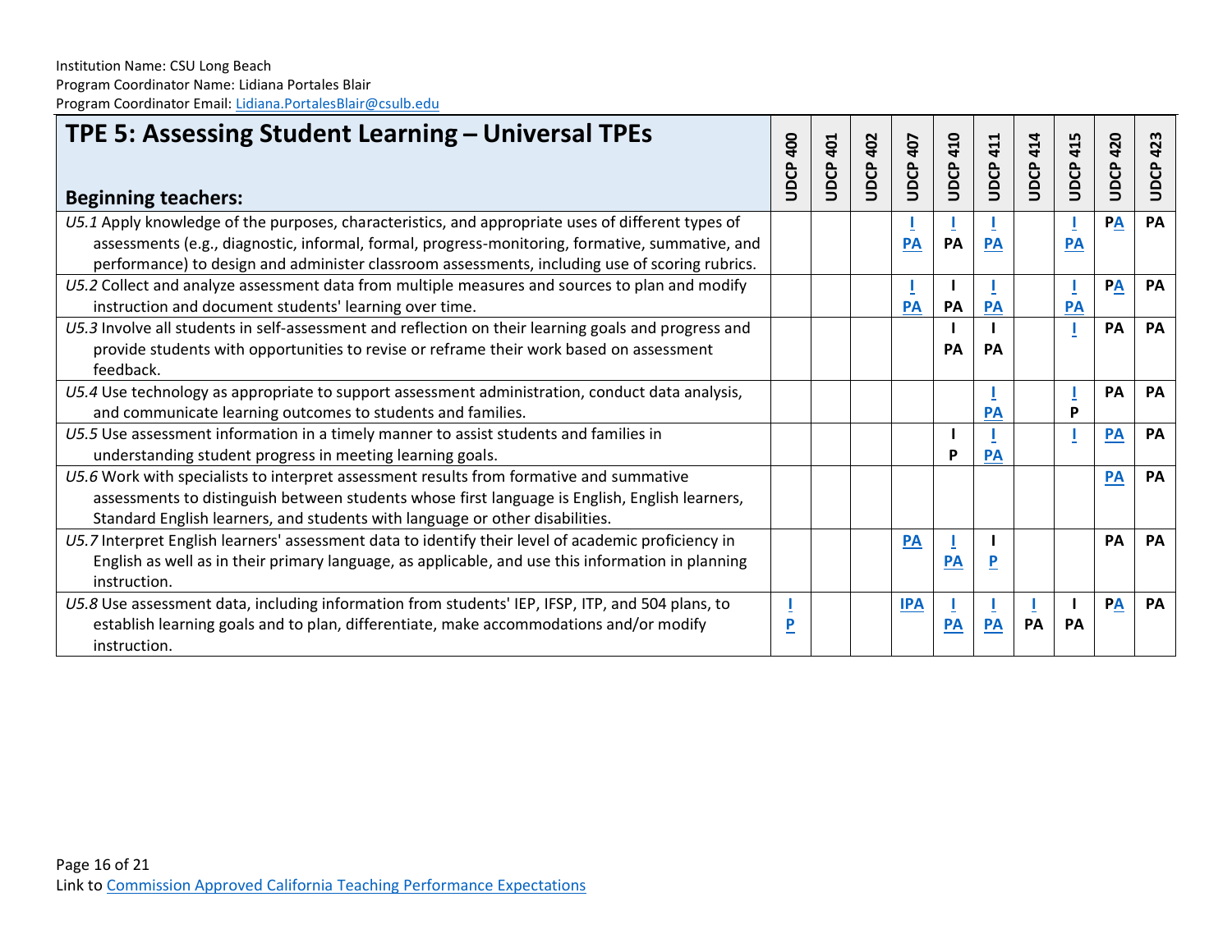Institution Name: CSU Long Beach
Program Coordinator Name: Lidiana Portales Blair
Program Coordinator Email: Lidiana.PortalesBlair@csulb.edu

| **TPE 5: Assessing Student Learning – Universal TPEs**<br><br>**Beginning teachers:** | **UDCP 400** | **UDCP 401** | **UDCP 402** | **UDCP 407** | **UDCP 410** | **UDCP 411** | **UDCP 414** | **UDCP 415** | **UDCP 420** | **UDCP 423** |
|---|---|---|---|---|---|---|---|---|---|---|
| *U5.1* Apply knowledge of the purposes, characteristics, and appropriate uses of different types of assessments (e.g., diagnostic, informal, formal, progress-monitoring, formative, summative, and performance) to design and administer classroom assessments, including use of scoring rubrics. | | | | **I PA** | **I PA** | **I PA** | | **I PA** | **PA** | **PA** |
| *U5.2* Collect and analyze assessment data from multiple measures and sources to plan and modify instruction and document students' learning over time. | | | | **I PA** | **I PA** | **I PA** | | **I PA** | **PA** | **PA** |
| *U5.3* Involve all students in self-assessment and reflection on their learning goals and progress and provide students with opportunities to revise or reframe their work based on assessment feedback. | | | | | **I PA** | **I PA** | | **I** | **PA** | **PA** |
| *U5.4* Use technology as appropriate to support assessment administration, conduct data analysis, and communicate learning outcomes to students and families. | | | | | | **I PA** | | **I P** | **PA** | **PA** |
| *U5.5* Use assessment information in a timely manner to assist students and families in understanding student progress in meeting learning goals. | | | | | **I P** | **I PA** | | **I** | **PA** | **PA** |
| *U5.6* Work with specialists to interpret assessment results from formative and summative assessments to distinguish between students whose first language is English, English learners, Standard English learners, and students with language or other disabilities. | | | | | | | | | **PA** | **PA** |
| *U5.7* Interpret English learners' assessment data to identify their level of academic proficiency in English as well as in their primary language, as applicable, and use this information in planning instruction. | | | | **PA** | **I PA** | **I P** | | | **PA** | **PA** |
| *U5.8* Use assessment data, including information from students' IEP, IFSP, ITP, and 504 plans, to establish learning goals and to plan, differentiate, make accommodations and/or modify instruction. | **I P** | | | **IPA** | **I PA** | **I PA** | **I PA** | **I PA** | **PA** | **PA** |

Link to Commission Approved California Teaching Performance Expectations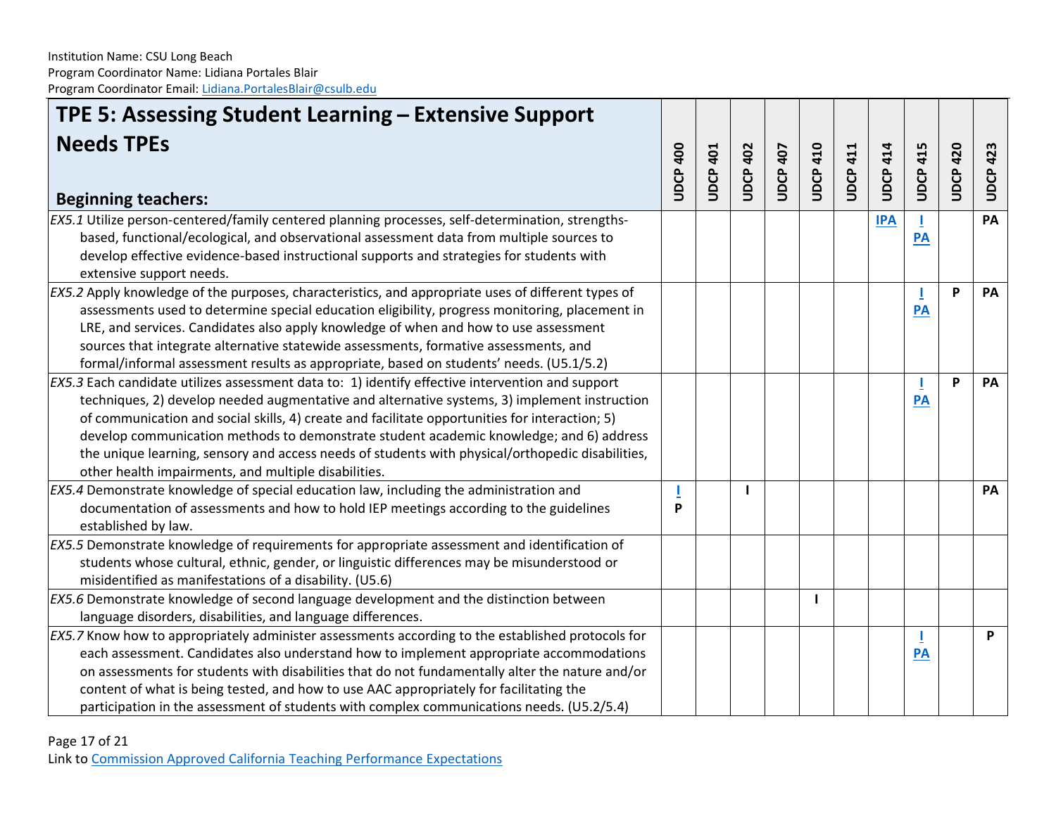Institution Name: CSU Long Beach
Program Coordinator Name: Lidiana Portales Blair
Program Coordinator Email: Lidiana.PortalesBlair@csulb.edu

| **TPE 5: Assessing Student Learning – Extensive Support Needs TPEs**<br><br>**Beginning teachers:** | **UDCP 400** | **UDCP 401** | **UDCP 402** | **UDCP 407** | **UDCP 410** | **UDCP 411** | **UDCP 414** | **UDCP 415** | **UDCP 420** | **UDCP 423** |
|---|---|---|---|---|---|---|---|---|---|---|
| *EX5.1* Utilize person-centered/family centered planning processes, self-determination, strengths-based, functional/ecological, and observational assessment data from multiple sources to develop effective evidence-based instructional supports and strategies for students with extensive support needs. | | | | | | | **IPA** | **I**<br>**PA** | | **PA** |
| *EX5.2* Apply knowledge of the purposes, characteristics, and appropriate uses of different types of assessments used to determine special education eligibility, progress monitoring, placement in LRE, and services. Candidates also apply knowledge of when and how to use assessment sources that integrate alternative statewide assessments, formative assessments, and formal/informal assessment results as appropriate, based on students' needs. (U5.1/5.2) | | | | | | | | **I**<br>**PA** | **P** | **PA** |
| *EX5.3* Each candidate utilizes assessment data to: 1) identify effective intervention and support techniques, 2) develop needed augmentative and alternative systems, 3) implement instruction of communication and social skills, 4) create and facilitate opportunities for interaction; 5) develop communication methods to demonstrate student academic knowledge; and 6) address the unique learning, sensory and access needs of students with physical/orthopedic disabilities, other health impairments, and multiple disabilities. | | | | | | | | **I**<br>**PA** | **P** | **PA** |
| *EX5.4* Demonstrate knowledge of special education law, including the administration and documentation of assessments and how to hold IEP meetings according to the guidelines established by law. | **I**<br>**P** | | **I** | | | | | | | **PA** |
| *EX5.5* Demonstrate knowledge of requirements for appropriate assessment and identification of students whose cultural, ethnic, gender, or linguistic differences may be misunderstood or misidentified as manifestations of a disability. (U5.6) | | | | | | | | | | |
| *EX5.6* Demonstrate knowledge of second language development and the distinction between language disorders, disabilities, and language differences. | | | | | **I** | | | | | |
| *EX5.7* Know how to appropriately administer assessments according to the established protocols for each assessment. Candidates also understand how to implement appropriate accommodations on assessments for students with disabilities that do not fundamentally alter the nature and/or content of what is being tested, and how to use AAC appropriately for facilitating the participation in the assessment of students with complex communications needs. (U5.2/5.4) | | | | | | | | **I**<br>**PA** | | **P** |

Link to Commission Approved California Teaching Performance Expectations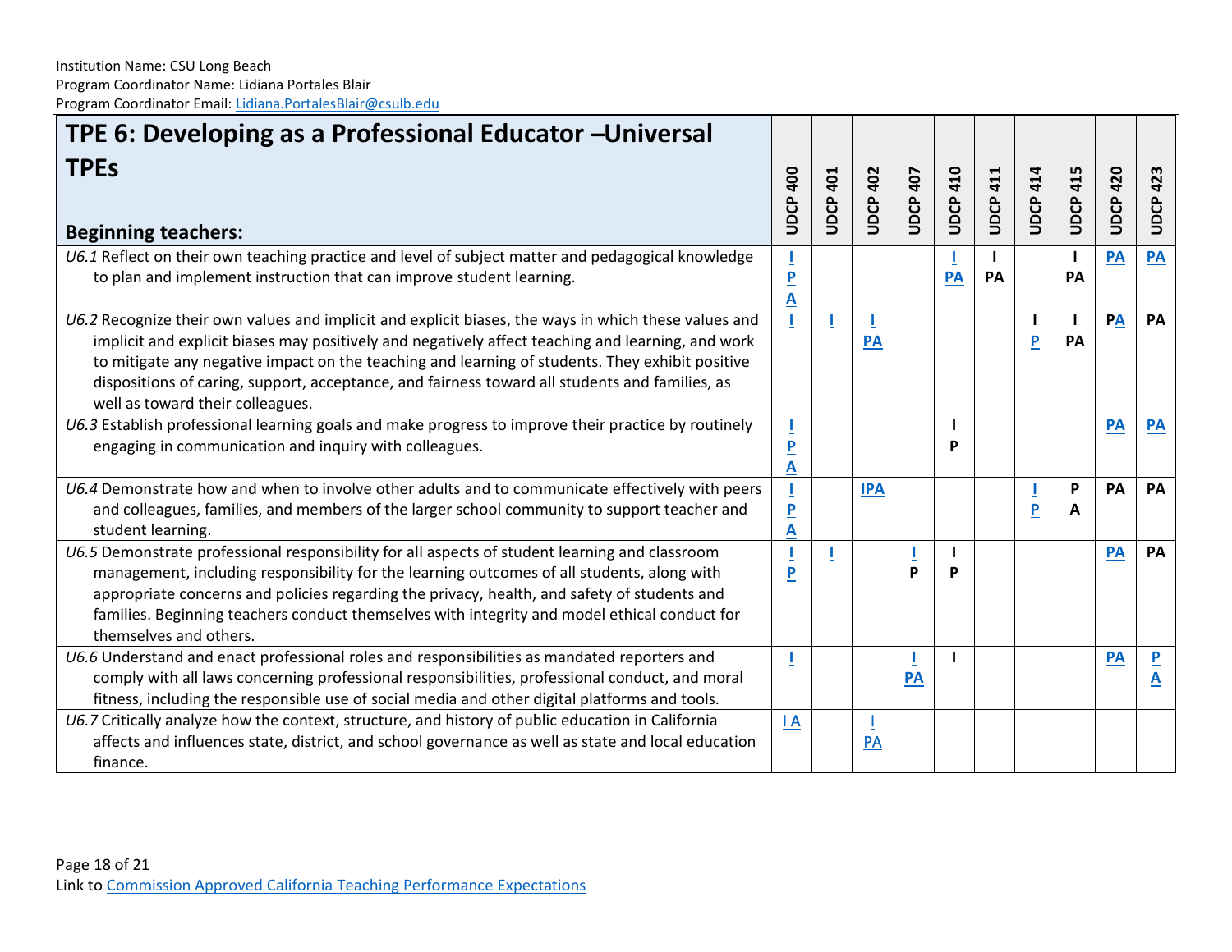Institution Name: CSU Long Beach
Program Coordinator Name: Lidiana Portales Blair
Program Coordinator Email: Lidiana.PortalesBlair@csulb.edu

| TPE 6: Developing as a Professional Educator –Universal TPEs<br><br>Beginning teachers: | UDCP 400 | UDCP 401 | UDCP 402 | UDCP 407 | UDCP 410 | UDCP 411 | UDCP 414 | UDCP 415 | UDCP 420 | UDCP 423 |
|---|---|---|---|---|---|---|---|---|---|---|
| *U6.1* Reflect on their own teaching practice and level of subject matter and pedagogical knowledge to plan and implement instruction that can improve student learning. | I P A | | | | I PA | I PA | | I PA | PA | PA |
| *U6.2* Recognize their own values and implicit and explicit biases, the ways in which these values and implicit and explicit biases may positively and negatively affect teaching and learning, and work to mitigate any negative impact on the teaching and learning of students. They exhibit positive dispositions of caring, support, acceptance, and fairness toward all students and families, as well as toward their colleagues. | I | I | I PA | | | | I P | I PA | PA | PA |
| *U6.3* Establish professional learning goals and make progress to improve their practice by routinely engaging in communication and inquiry with colleagues. | I P A | | | | I P | | | | PA | PA |
| *U6.4* Demonstrate how and when to involve other adults and to communicate effectively with peers and colleagues, families, and members of the larger school community to support teacher and student learning. | I P A | | IPA | | | | I P | P A | PA | PA |
| *U6.5* Demonstrate professional responsibility for all aspects of student learning and classroom management, including responsibility for the learning outcomes of all students, along with appropriate concerns and policies regarding the privacy, health, and safety of students and families. Beginning teachers conduct themselves with integrity and model ethical conduct for themselves and others. | I P | I | | I P | I P | | | | PA | PA |
| *U6.6* Understand and enact professional roles and responsibilities as mandated reporters and comply with all laws concerning professional responsibilities, professional conduct, and moral fitness, including the responsible use of social media and other digital platforms and tools. | I | | | I PA | I | | | | PA | P A |
| *U6.7* Critically analyze how the context, structure, and history of public education in California affects and influences state, district, and school governance as well as state and local education finance. | I A | | I PA | | | | | | | |

Link to Commission Approved California Teaching Performance Expectations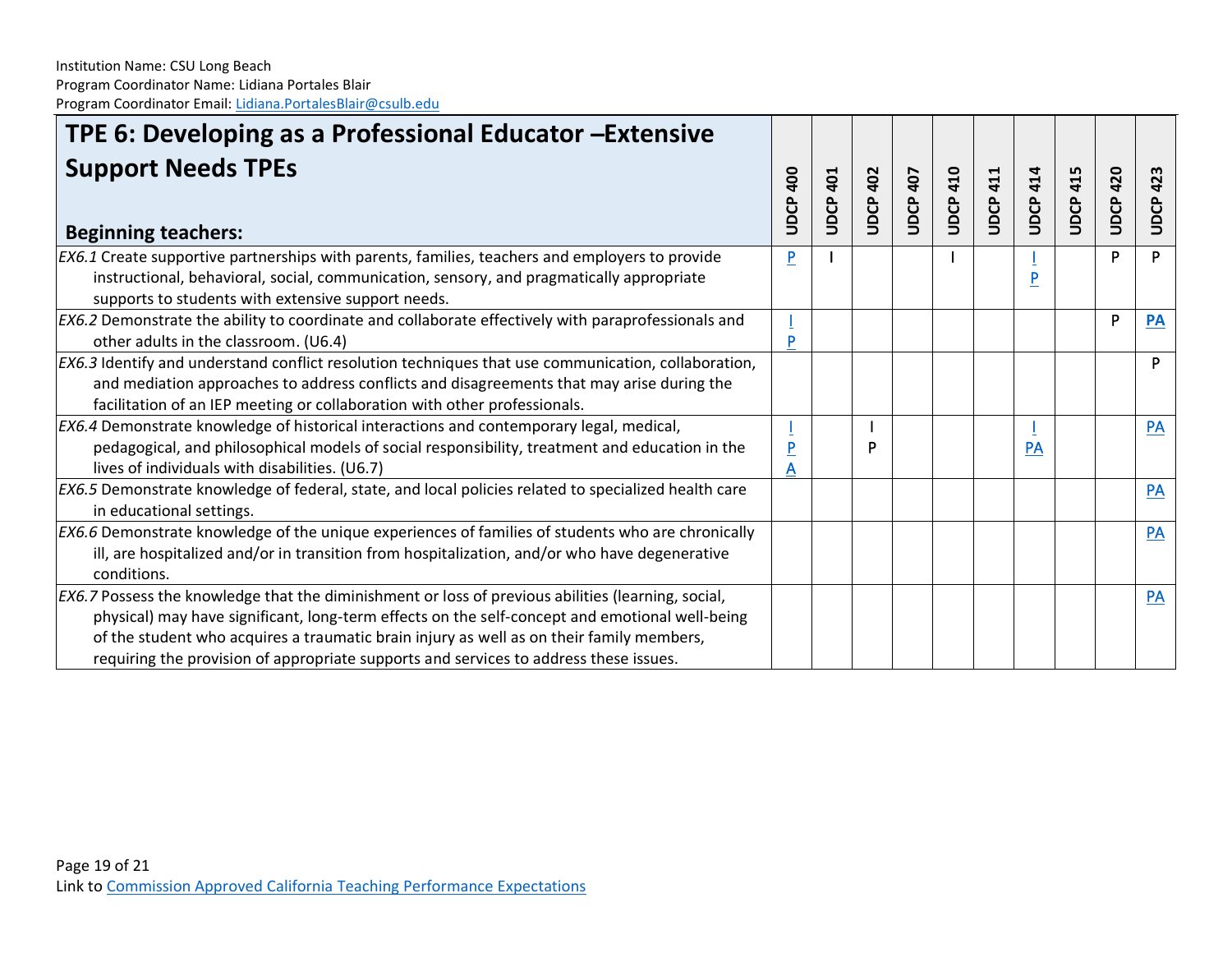Institution Name: CSU Long Beach
Program Coordinator Name: Lidiana Portales Blair
Program Coordinator Email: Lidiana.PortalesBlair@csulb.edu

| **TPE 6: Developing as a Professional Educator –Extensive Support Needs TPEs**<br><br>**Beginning teachers:** | UDCP 400 | UDCP 401 | UDCP 402 | UDCP 407 | UDCP 410 | UDCP 411 | UDCP 414 | UDCP 415 | UDCP 420 | UDCP 423 |
|---|---|---|---|---|---|---|---|---|---|---|
| *EX6.1* Create supportive partnerships with parents, families, teachers and employers to provide instructional, behavioral, social, communication, sensory, and pragmatically appropriate supports to students with extensive support needs. | P | I | | | I | | I<br>P | | P | P |
| *EX6.2* Demonstrate the ability to coordinate and collaborate effectively with paraprofessionals and other adults in the classroom. (U6.4) | I<br>P | | | | | | | | P | **PA** |
| *EX6.3* Identify and understand conflict resolution techniques that use communication, collaboration, and mediation approaches to address conflicts and disagreements that may arise during the facilitation of an IEP meeting or collaboration with other professionals. | | | | | | | | | | P |
| *EX6.4* Demonstrate knowledge of historical interactions and contemporary legal, medical, pedagogical, and philosophical models of social responsibility, treatment and education in the lives of individuals with disabilities. (U6.7) | I<br>P<br>A | | I<br>P | | | | I<br>PA | | | PA |
| *EX6.5* Demonstrate knowledge of federal, state, and local policies related to specialized health care in educational settings. | | | | | | | | | | PA |
| *EX6.6* Demonstrate knowledge of the unique experiences of families of students who are chronically ill, are hospitalized and/or in transition from hospitalization, and/or who have degenerative conditions. | | | | | | | | | | PA |
| *EX6.7* Possess the knowledge that the diminishment or loss of previous abilities (learning, social, physical) may have significant, long-term effects on the self-concept and emotional well-being of the student who acquires a traumatic brain injury as well as on their family members, requiring the provision of appropriate supports and services to address these issues. | | | | | | | | | | PA |

Link to Commission Approved California Teaching Performance Expectations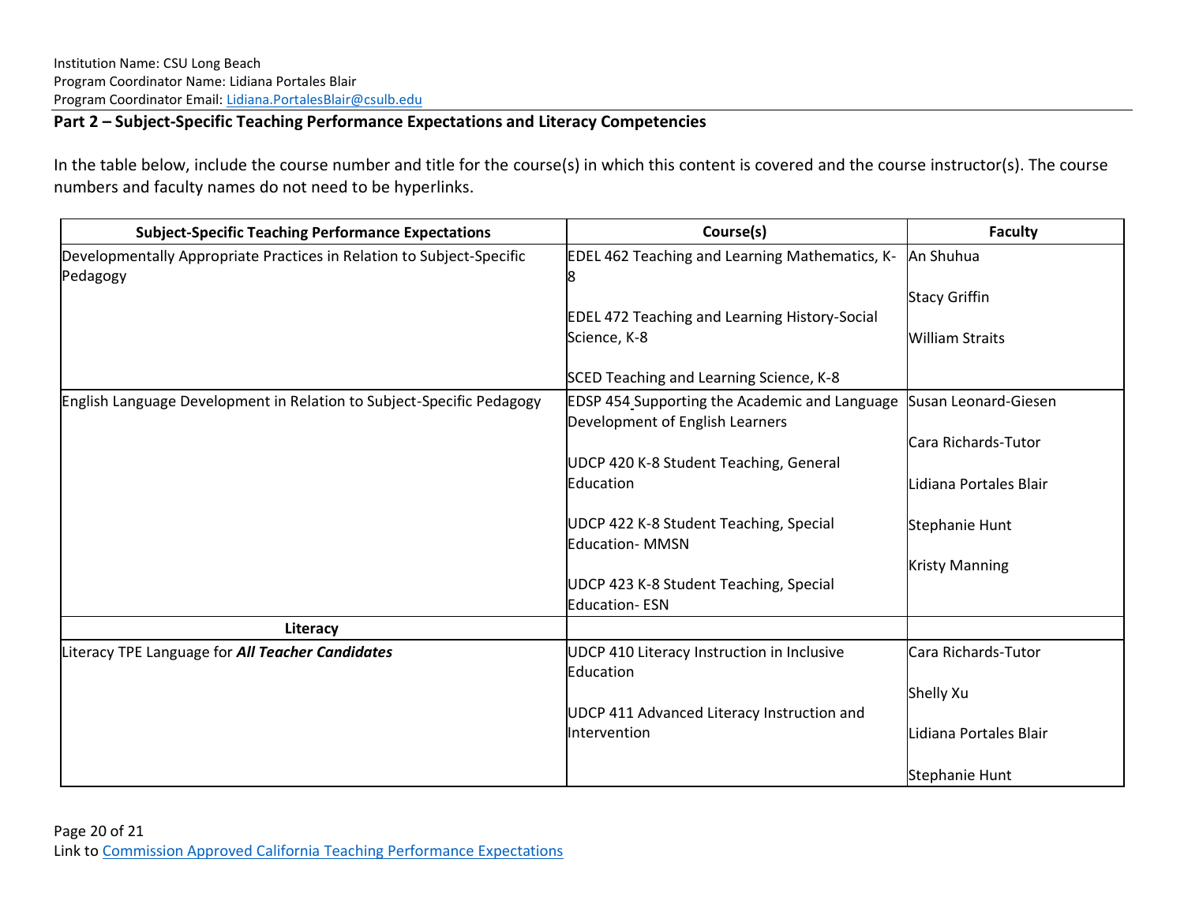Institution Name: CSU Long Beach
Program Coordinator Name: Lidiana Portales Blair
Program Coordinator Email: Lidiana.PortalesBlair@csulb.edu

**Part 2 – Subject-Specific Teaching Performance Expectations and Literacy Competencies**

In the table below, include the course number and title for the course(s) in which this content is covered and the course instructor(s). The course numbers and faculty names do not need to be hyperlinks.

| Subject-Specific Teaching Performance Expectations | Course(s) | Faculty |
|---|---|---|
| Developmentally Appropriate Practices in Relation to Subject-Specific Pedagogy | EDEL 462 Teaching and Learning Mathematics, K-8<br><br>EDEL 472 Teaching and Learning History-Social Science, K-8<br><br>SCED Teaching and Learning Science, K-8 | An Shuhua<br><br>Stacy Griffin<br><br>William Straits |
| English Language Development in Relation to Subject-Specific Pedagogy | EDSP 454 Supporting the Academic and Language Development of English Learners<br><br>UDCP 420 K-8 Student Teaching, General Education<br><br>UDCP 422 K-8 Student Teaching, Special Education- MMSN<br><br>UDCP 423 K-8 Student Teaching, Special Education- ESN | Susan Leonard-Giesen<br><br>Cara Richards-Tutor<br><br>Lidiana Portales Blair<br><br>Stephanie Hunt<br><br>Kristy Manning |
| **Literacy** | | |
| Literacy TPE Language for ***All Teacher Candidates*** | UDCP 410 Literacy Instruction in Inclusive Education<br><br>UDCP 411 Advanced Literacy Instruction and Intervention | Cara Richards-Tutor<br><br>Shelly Xu<br><br>Lidiana Portales Blair<br><br>Stephanie Hunt |

Link to Commission Approved California Teaching Performance Expectations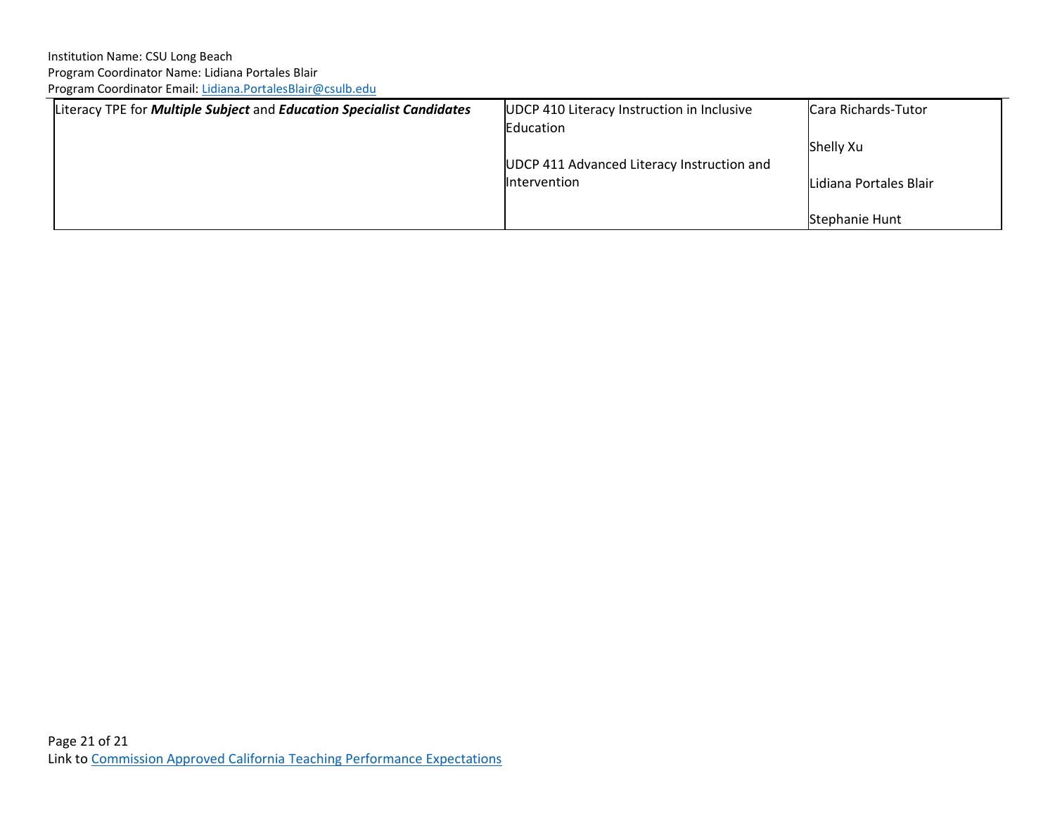Institution Name: CSU Long Beach
Program Coordinator Name: Lidiana Portales Blair
Program Coordinator Email: Lidiana.PortalesBlair@csulb.edu

| | | |
|---|---|---|
| Literacy TPE for ***Multiple Subject*** and ***Education Specialist Candidates*** | UDCP 410 Literacy Instruction in Inclusive Education<br><br>UDCP 411 Advanced Literacy Instruction and Intervention | Cara Richards-Tutor<br><br>Shelly Xu<br><br>Lidiana Portales Blair<br><br>Stephanie Hunt |

Link to Commission Approved California Teaching Performance Expectations